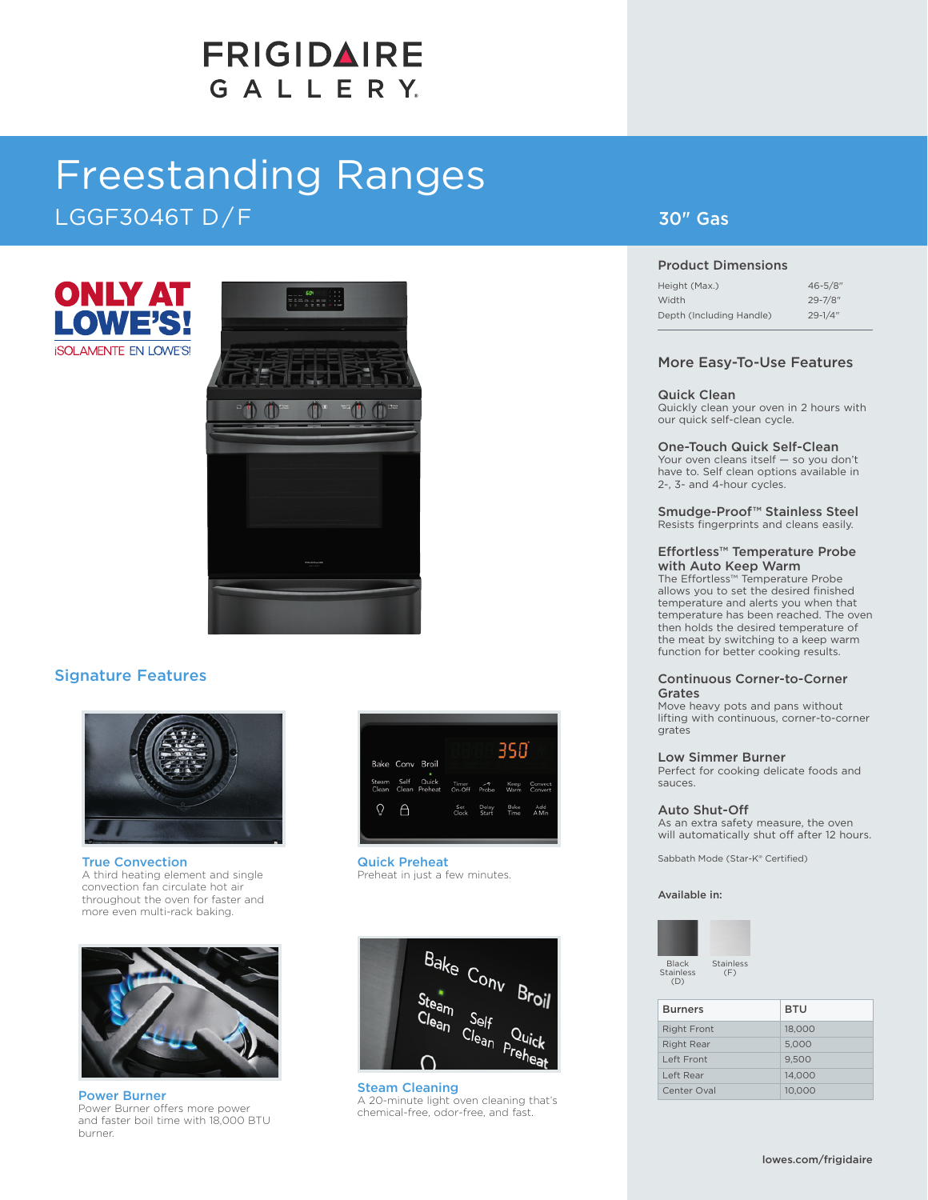# FRIGIDAIRE GALLERY

# Freestanding Ranges

LGGF3046T D/F

30" Gas

ONLY AT LOWE'S!
¡SOLAMENTE EN LOWE'S!

## Signature Features

### True Convection
A third heating element and single convection fan circulate hot air throughout the oven for faster and more even multi-rack baking.

### Quick Preheat
Preheat in just a few minutes.

### Power Burner
Power Burner offers more power and faster boil time with 18,000 BTU burner.

### Steam Cleaning
A 20-minute light oven cleaning that's chemical-free, odor-free, and fast.

## Product Dimensions

| | |
|---|---|
| Height (Max.) | 46-5/8" |
| Width | 29-7/8" |
| Depth (Including Handle) | 29-1/4" |

## More Easy-To-Use Features

### Quick Clean
Quickly clean your oven in 2 hours with our quick self-clean cycle.

### One-Touch Quick Self-Clean
Your oven cleans itself — so you don't have to. Self clean options available in 2-, 3- and 4-hour cycles.

### Smudge-Proof™ Stainless Steel
Resists fingerprints and cleans easily.

### Effortless™ Temperature Probe with Auto Keep Warm
The Effortless™ Temperature Probe allows you to set the desired finished temperature and alerts you when that temperature has been reached. The oven then holds the desired temperature of the meat by switching to a keep warm function for better cooking results.

### Continuous Corner-to-Corner Grates
Move heavy pots and pans without lifting with continuous, corner-to-corner grates

### Low Simmer Burner
Perfect for cooking delicate foods and sauces.

### Auto Shut-Off
As an extra safety measure, the oven will automatically shut off after 12 hours.

Sabbath Mode (Star-K® Certified)

Available in:

Black Stainless (D)

Stainless (F)

| Burners | BTU |
|---|---|
| Right Front | 18,000 |
| Right Rear | 5,000 |
| Left Front | 9,500 |
| Left Rear | 14,000 |
| Center Oval | 10,000 |

lowes.com/frigidaire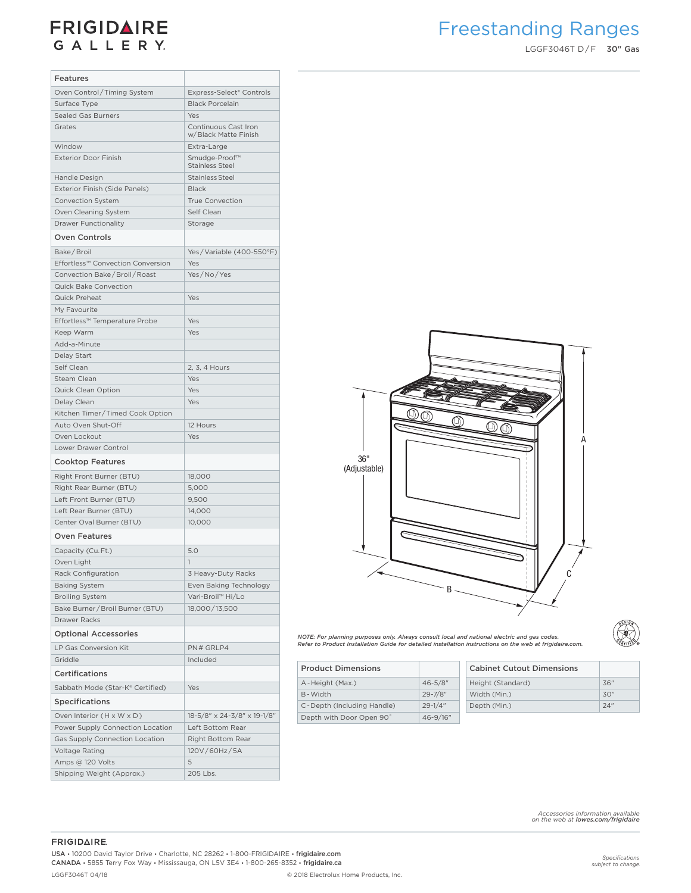# FRIGIDAIRE GALLERY

# Freestanding Ranges

LGGF3046T D/F **30" Gas**

| Features | |
|---|---|
| Oven Control/Timing System | Express-Select® Controls |
| Surface Type | Black Porcelain |
| Sealed Gas Burners | Yes |
| Grates | Continuous Cast Iron w/Black Matte Finish |
| Window | Extra-Large |
| Exterior Door Finish | Smudge-Proof™ Stainless Steel |
| Handle Design | Stainless Steel |
| Exterior Finish (Side Panels) | Black |
| Convection System | True Convection |
| Oven Cleaning System | Self Clean |
| Drawer Functionality | Storage |
| **Oven Controls** | |
| Bake/Broil | Yes/Variable (400-550°F) |
| Effortless™ Convection Conversion | Yes |
| Convection Bake/Broil/Roast | Yes/No/Yes |
| Quick Bake Convection | |
| Quick Preheat | Yes |
| My Favourite | |
| Effortless™ Temperature Probe | Yes |
| Keep Warm | Yes |
| Add-a-Minute | |
| Delay Start | |
| Self Clean | 2, 3, 4 Hours |
| Steam Clean | Yes |
| Quick Clean Option | Yes |
| Delay Clean | Yes |
| Kitchen Timer/Timed Cook Option | |
| Auto Oven Shut-Off | 12 Hours |
| Oven Lockout | Yes |
| Lower Drawer Control | |
| **Cooktop Features** | |
| Right Front Burner (BTU) | 18,000 |
| Right Rear Burner (BTU) | 5,000 |
| Left Front Burner (BTU) | 9,500 |
| Left Rear Burner (BTU) | 14,000 |
| Center Oval Burner (BTU) | 10,000 |
| **Oven Features** | |
| Capacity (Cu.Ft.) | 5.0 |
| Oven Light | 1 |
| Rack Configuration | 3 Heavy-Duty Racks |
| Baking System | Even Baking Technology |
| Broiling System | Vari-Broil™ Hi/Lo |
| Bake Burner/Broil Burner (BTU) | 18,000/13,500 |
| Drawer Racks | |
| **Optional Accessories** | |
| LP Gas Conversion Kit | PN# GRLP4 |
| Griddle | Included |
| **Certifications** | |
| Sabbath Mode (Star-K® Certified) | Yes |
| **Specifications** | |
| Oven Interior (H x W x D) | 18-5/8" x 24-3/8" x 19-1/8" |
| Power Supply Connection Location | Left Bottom Rear |
| Gas Supply Connection Location | Right Bottom Rear |
| Voltage Rating | 120V/60Hz/5A |
| Amps @ 120 Volts | 5 |
| Shipping Weight (Approx.) | 205 Lbs. |

36" (Adjustable)

A

B

C

*NOTE: For planning purposes only. Always consult local and national electric and gas codes. Refer to Product Installation Guide for detailed installation instructions on the web at frigidaire.com.*

| Product Dimensions | |
|---|---|
| A-Height (Max.) | 46-5/8" |
| B-Width | 29-7/8" |
| C-Depth (Including Handle) | 29-1/4" |
| Depth with Door Open 90° | 46-9/16" |

| Cabinet Cutout Dimensions | |
|---|---|
| Height (Standard) | 36" |
| Width (Min.) | 30" |
| Depth (Min.) | 24" |

*Accessories information available on the web at **lowes.com/frigidaire***

FRIGIDAIRE

USA • 10200 David Taylor Drive • Charlotte, NC 28262 • 1-800-FRIGIDAIRE • **frigidaire.com**
CANADA • 5855 Terry Fox Way • Mississauga, ON L5V 3E4 • 1-800-265-8352 • **frigidaire.ca**

LGGF3046T 04/18

© 2018 Electrolux Home Products, Inc.

*Specifications subject to change.*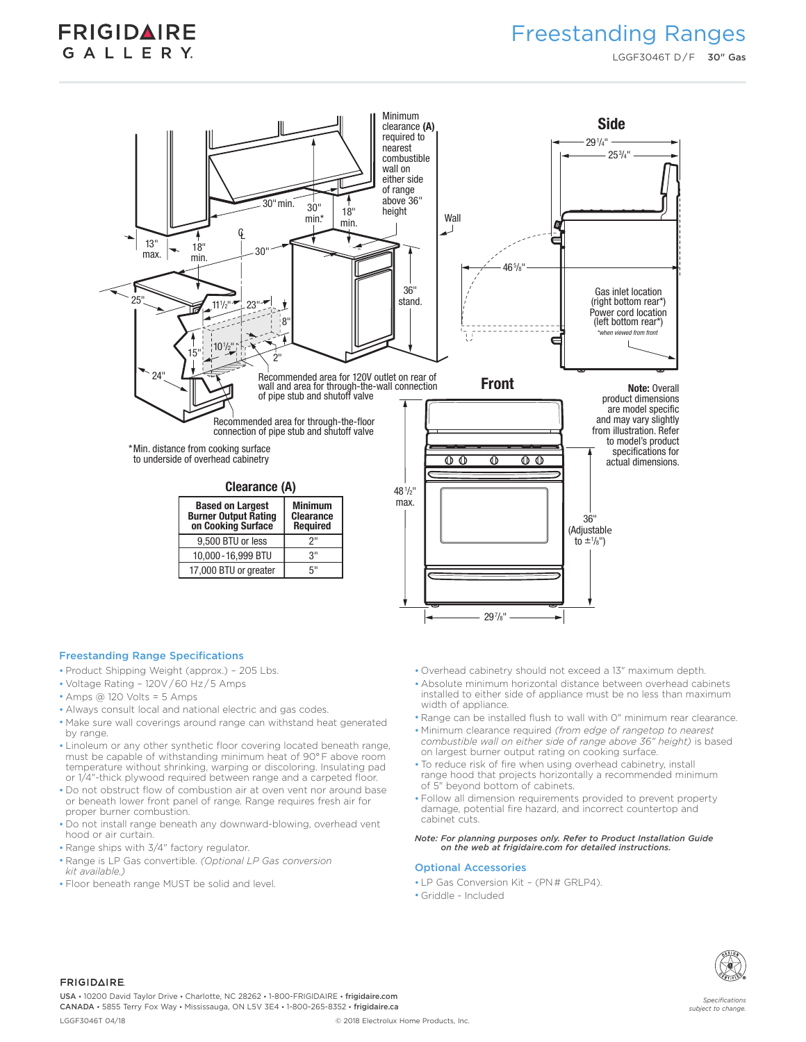# FRIGIDAIRE GALLERY

## Freestanding Ranges

LGGF3046T D/F **30" Gas**

Minimum clearance **(A)** required to nearest combustible wall on either side of range above 36" height

30" min.

30" min.*

18" min.

13" max.

18" min.

30"

Wall

25"

11 1/2"

23"

8"

10 1/2"

15"

2"

24"

36" stand.

Recommended area for 120V outlet on rear of wall and area for through-the-wall connection of pipe stub and shutoff valve

Recommended area for through-the-floor connection of pipe stub and shutoff valve

*Min. distance from cooking surface to underside of overhead cabinetry

**Side**

29 1/4"

25 3/4"

46 5/8"

Gas inlet location (right bottom rear*)
Power cord location (left bottom rear*)
*when viewed from front

**Front**

48 1/2" max.

36" (Adjustable to ±1/8")

29 7/8"

**Note:** Overall product dimensions are model specific and may vary slightly from illustration. Refer to model's product specifications for actual dimensions.

### Clearance (A)

| Based on Largest Burner Output Rating on Cooking Surface | Minimum Clearance Required |
|---|---|
| 9,500 BTU or less | 2" |
| 10,000-16,999 BTU | 3" |
| 17,000 BTU or greater | 5" |

### Freestanding Range Specifications

- Product Shipping Weight (approx.) – 205 Lbs.
- Voltage Rating – 120V/60 Hz/5 Amps
- Amps @ 120 Volts = 5 Amps
- Always consult local and national electric and gas codes.
- Make sure wall coverings around range can withstand heat generated by range.
- Linoleum or any other synthetic floor covering located beneath range, must be capable of withstanding minimum heat of 90°F above room temperature without shrinking, warping or discoloring. Insulating pad or 1/4"-thick plywood required between range and a carpeted floor.
- Do not obstruct flow of combustion air at oven vent nor around base or beneath lower front panel of range. Range requires fresh air for proper burner combustion.
- Do not install range beneath any downward-blowing, overhead vent hood or air curtain.
- Range ships with 3/4" factory regulator.
- Range is LP Gas convertible. *(Optional LP Gas conversion kit available.)*
- Floor beneath range MUST be solid and level.
- Overhead cabinetry should not exceed a 13" maximum depth.
- Absolute minimum horizontal distance between overhead cabinets installed to either side of appliance must be no less than maximum width of appliance.
- Range can be installed flush to wall with 0" minimum rear clearance.
- Minimum clearance required *(from edge of rangetop to nearest combustible wall on either side of range above 36" height)* is based on largest burner output rating on cooking surface.
- To reduce risk of fire when using overhead cabinetry, install range hood that projects horizontally a recommended minimum of 5" beyond bottom of cabinets.
- Follow all dimension requirements provided to prevent property damage, potential fire hazard, and incorrect countertop and cabinet cuts.

*Note: For planning purposes only. Refer to Product Installation Guide on the web at frigidaire.com for detailed instructions.*

### Optional Accessories

- LP Gas Conversion Kit – (PN# GRLP4).
- Griddle - Included

FRIGIDAIRE

USA • 10200 David Taylor Drive • Charlotte, NC 28262 • 1-800-FRIGIDAIRE • frigidaire.com
CANADA • 5855 Terry Fox Way • Mississauga, ON L5V 3E4 • 1-800-265-8352 • frigidaire.ca

LGGF3046T 04/18

© 2018 Electrolux Home Products, Inc.

*Specifications subject to change.*